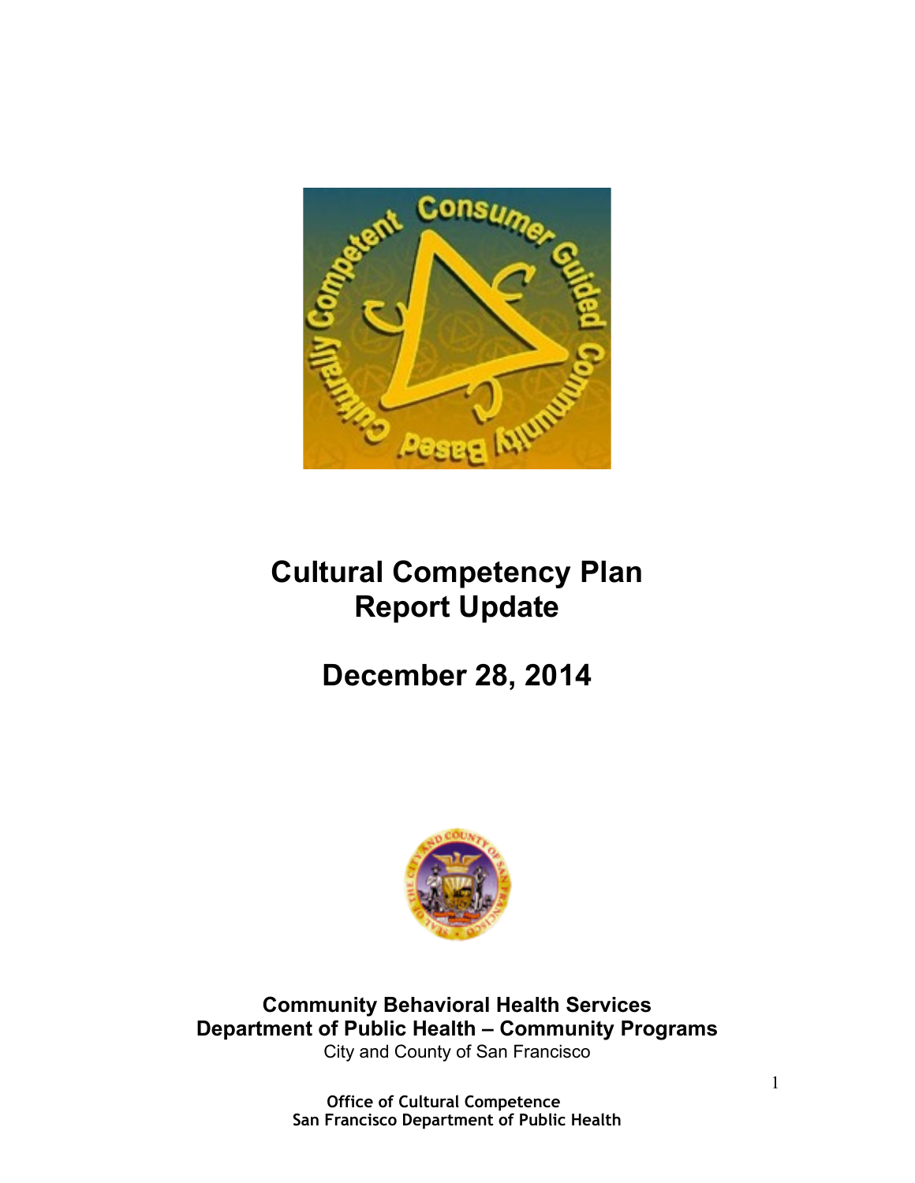# Cultural Competency Plan Report Update

## December 28, 2014

**Community Behavioral Health Services**
**Department of Public Health – Community Programs**
City and County of San Francisco

**Office of Cultural Competence**
**San Francisco Department of Public Health**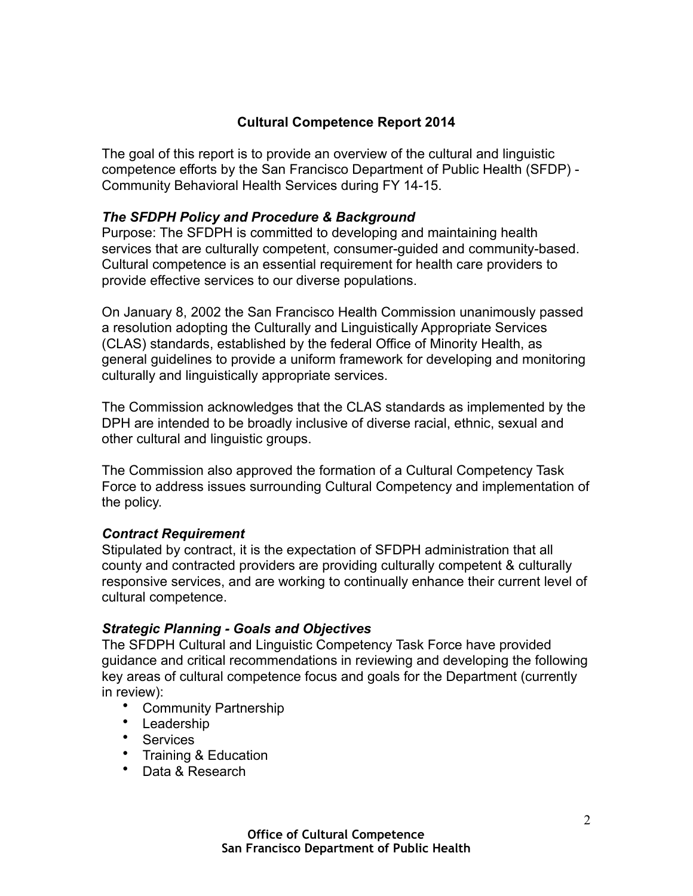**Cultural Competence Report 2014**

The goal of this report is to provide an overview of the cultural and linguistic competence efforts by the San Francisco Department of Public Health (SFDP) - Community Behavioral Health Services during FY 14-15.

***The SFDPH Policy and Procedure & Background***

Purpose: The SFDPH is committed to developing and maintaining health services that are culturally competent, consumer-guided and community-based. Cultural competence is an essential requirement for health care providers to provide effective services to our diverse populations.

On January 8, 2002 the San Francisco Health Commission unanimously passed a resolution adopting the Culturally and Linguistically Appropriate Services (CLAS) standards, established by the federal Office of Minority Health, as general guidelines to provide a uniform framework for developing and monitoring culturally and linguistically appropriate services.

The Commission acknowledges that the CLAS standards as implemented by the DPH are intended to be broadly inclusive of diverse racial, ethnic, sexual and other cultural and linguistic groups.

The Commission also approved the formation of a Cultural Competency Task Force to address issues surrounding Cultural Competency and implementation of the policy.

***Contract Requirement***

Stipulated by contract, it is the expectation of SFDPH administration that all county and contracted providers are providing culturally competent & culturally responsive services, and are working to continually enhance their current level of cultural competence.

***Strategic Planning - Goals and Objectives***

The SFDPH Cultural and Linguistic Competency Task Force have provided guidance and critical recommendations in reviewing and developing the following key areas of cultural competence focus and goals for the Department (currently in review):

- Community Partnership
- Leadership
- Services
- Training & Education
- Data & Research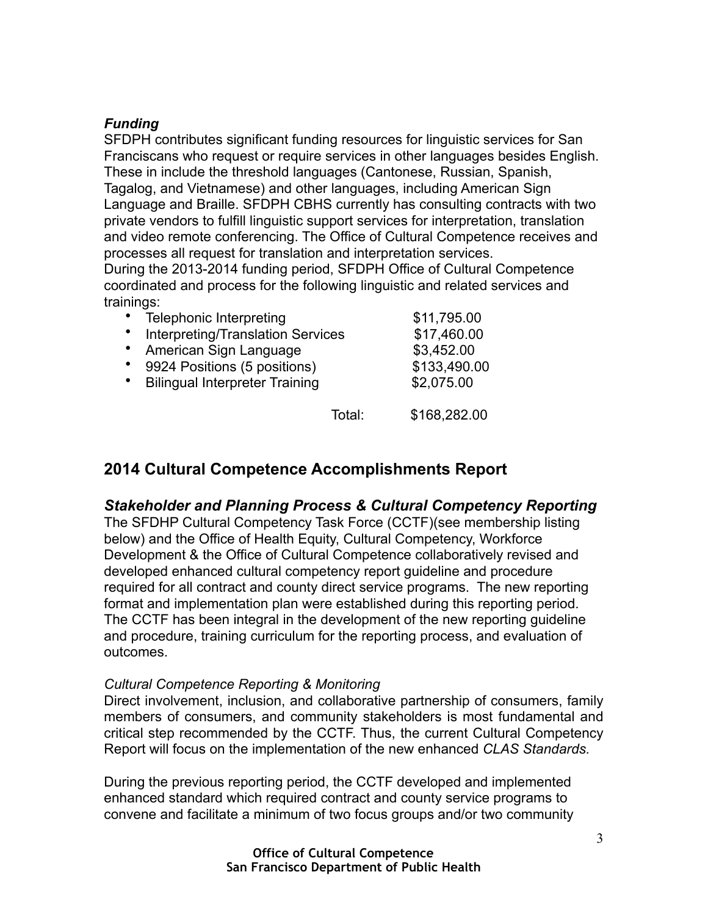***Funding***

SFDPH contributes significant funding resources for linguistic services for San Franciscans who request or require services in other languages besides English. These in include the threshold languages (Cantonese, Russian, Spanish, Tagalog, and Vietnamese) and other languages, including American Sign Language and Braille. SFDPH CBHS currently has consulting contracts with two private vendors to fulfill linguistic support services for interpretation, translation and video remote conferencing. The Office of Cultural Competence receives and processes all request for translation and interpretation services.

During the 2013-2014 funding period, SFDPH Office of Cultural Competence coordinated and process for the following linguistic and related services and trainings:

| Service | Amount |
|---|---|
| • Telephonic Interpreting | $11,795.00 |
| • Interpreting/Translation Services | $17,460.00 |
| • American Sign Language | $3,452.00 |
| • 9924 Positions (5 positions) | $133,490.00 |
| • Bilingual Interpreter Training | $2,075.00 |
| Total: | $168,282.00 |

## 2014 Cultural Competence Accomplishments Report

### *Stakeholder and Planning Process & Cultural Competency Reporting*

The SFDHP Cultural Competency Task Force (CCTF)(see membership listing below) and the Office of Health Equity, Cultural Competency, Workforce Development & the Office of Cultural Competence collaboratively revised and developed enhanced cultural competency report guideline and procedure required for all contract and county direct service programs. The new reporting format and implementation plan were established during this reporting period. The CCTF has been integral in the development of the new reporting guideline and procedure, training curriculum for the reporting process, and evaluation of outcomes.

*Cultural Competence Reporting & Monitoring*

Direct involvement, inclusion, and collaborative partnership of consumers, family members of consumers, and community stakeholders is most fundamental and critical step recommended by the CCTF. Thus, the current Cultural Competency Report will focus on the implementation of the new enhanced *CLAS Standards.*

During the previous reporting period, the CCTF developed and implemented enhanced standard which required contract and county service programs to convene and facilitate a minimum of two focus groups and/or two community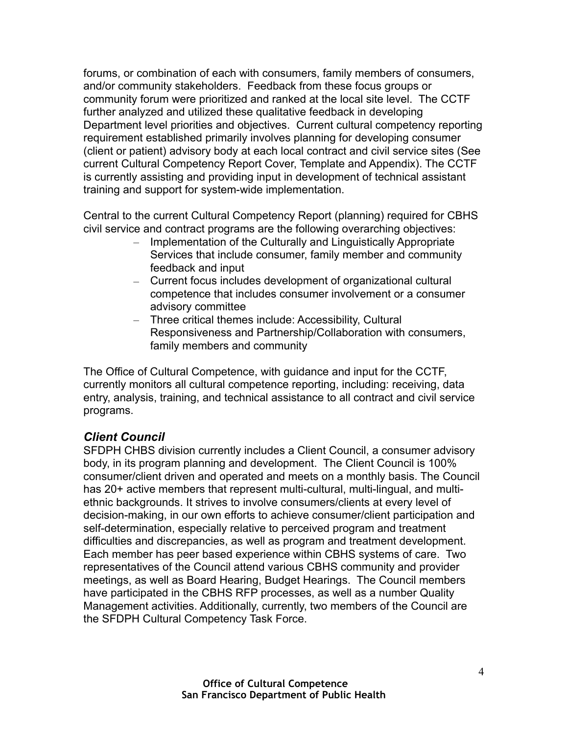forums, or combination of each with consumers, family members of consumers, and/or community stakeholders. Feedback from these focus groups or community forum were prioritized and ranked at the local site level. The CCTF further analyzed and utilized these qualitative feedback in developing Department level priorities and objectives. Current cultural competency reporting requirement established primarily involves planning for developing consumer (client or patient) advisory body at each local contract and civil service sites (See current Cultural Competency Report Cover, Template and Appendix). The CCTF is currently assisting and providing input in development of technical assistant training and support for system-wide implementation.

Central to the current Cultural Competency Report (planning) required for CBHS civil service and contract programs are the following overarching objectives:

- Implementation of the Culturally and Linguistically Appropriate Services that include consumer, family member and community feedback and input
- Current focus includes development of organizational cultural competence that includes consumer involvement or a consumer advisory committee
- Three critical themes include: Accessibility, Cultural Responsiveness and Partnership/Collaboration with consumers, family members and community

The Office of Cultural Competence, with guidance and input for the CCTF, currently monitors all cultural competence reporting, including: receiving, data entry, analysis, training, and technical assistance to all contract and civil service programs.

### *Client Council*

SFDPH CHBS division currently includes a Client Council, a consumer advisory body, in its program planning and development. The Client Council is 100% consumer/client driven and operated and meets on a monthly basis. The Council has 20+ active members that represent multi-cultural, multi-lingual, and multi-ethnic backgrounds. It strives to involve consumers/clients at every level of decision-making, in our own efforts to achieve consumer/client participation and self-determination, especially relative to perceived program and treatment difficulties and discrepancies, as well as program and treatment development. Each member has peer based experience within CBHS systems of care. Two representatives of the Council attend various CBHS community and provider meetings, as well as Board Hearing, Budget Hearings. The Council members have participated in the CBHS RFP processes, as well as a number Quality Management activities. Additionally, currently, two members of the Council are the SFDPH Cultural Competency Task Force.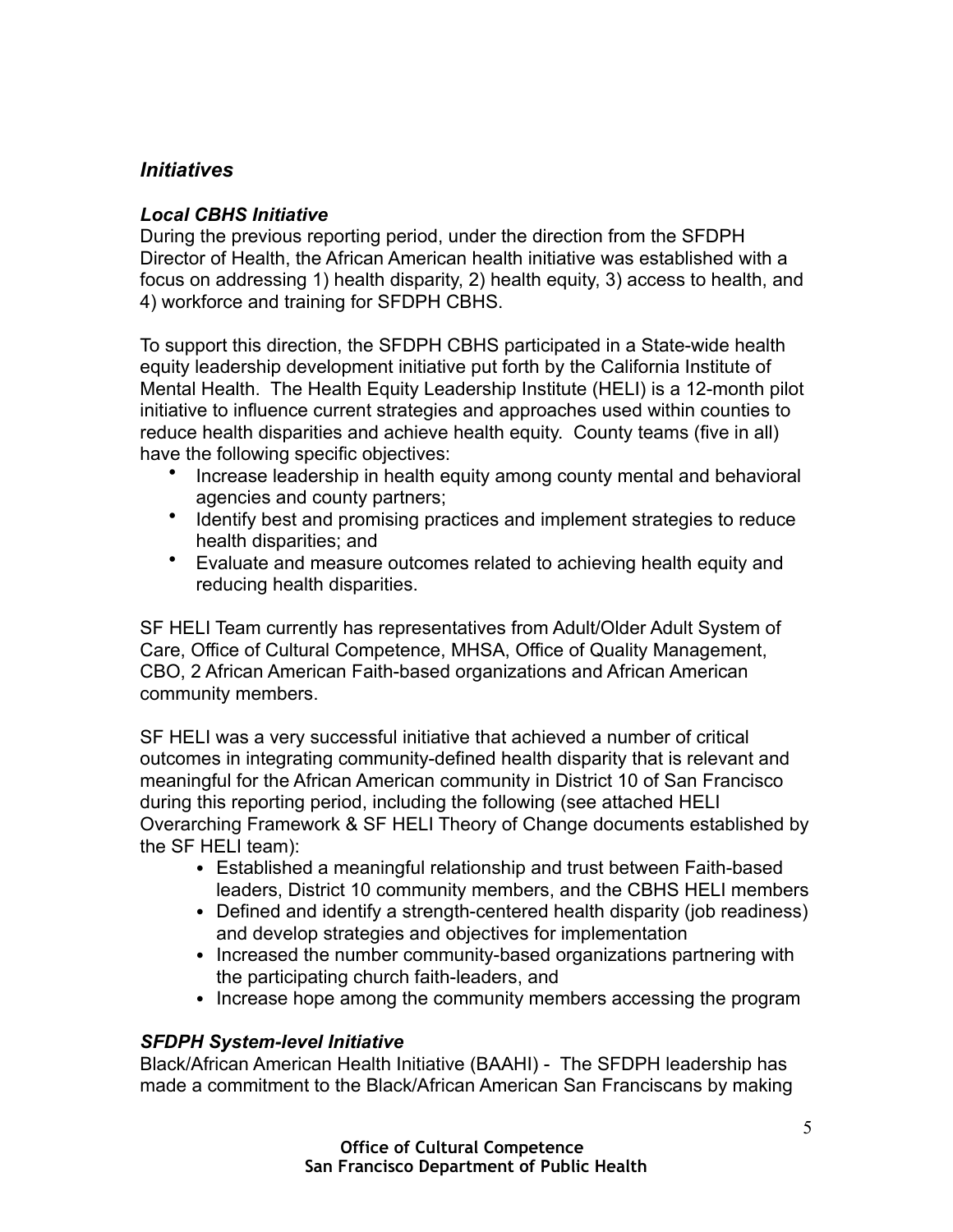## *Initiatives*

### *Local CBHS Initiative*

During the previous reporting period, under the direction from the SFDPH Director of Health, the African American health initiative was established with a focus on addressing 1) health disparity, 2) health equity, 3) access to health, and 4) workforce and training for SFDPH CBHS.

To support this direction, the SFDPH CBHS participated in a State-wide health equity leadership development initiative put forth by the California Institute of Mental Health. The Health Equity Leadership Institute (HELI) is a 12-month pilot initiative to influence current strategies and approaches used within counties to reduce health disparities and achieve health equity. County teams (five in all) have the following specific objectives:

- Increase leadership in health equity among county mental and behavioral agencies and county partners;
- Identify best and promising practices and implement strategies to reduce health disparities; and
- Evaluate and measure outcomes related to achieving health equity and reducing health disparities.

SF HELI Team currently has representatives from Adult/Older Adult System of Care, Office of Cultural Competence, MHSA, Office of Quality Management, CBO, 2 African American Faith-based organizations and African American community members.

SF HELI was a very successful initiative that achieved a number of critical outcomes in integrating community-defined health disparity that is relevant and meaningful for the African American community in District 10 of San Francisco during this reporting period, including the following (see attached HELI Overarching Framework & SF HELI Theory of Change documents established by the SF HELI team):

- Established a meaningful relationship and trust between Faith-based leaders, District 10 community members, and the CBHS HELI members
- Defined and identify a strength-centered health disparity (job readiness) and develop strategies and objectives for implementation
- Increased the number community-based organizations partnering with the participating church faith-leaders, and
- Increase hope among the community members accessing the program

### *SFDPH System-level Initiative*

Black/African American Health Initiative (BAAHI) - The SFDPH leadership has made a commitment to the Black/African American San Franciscans by making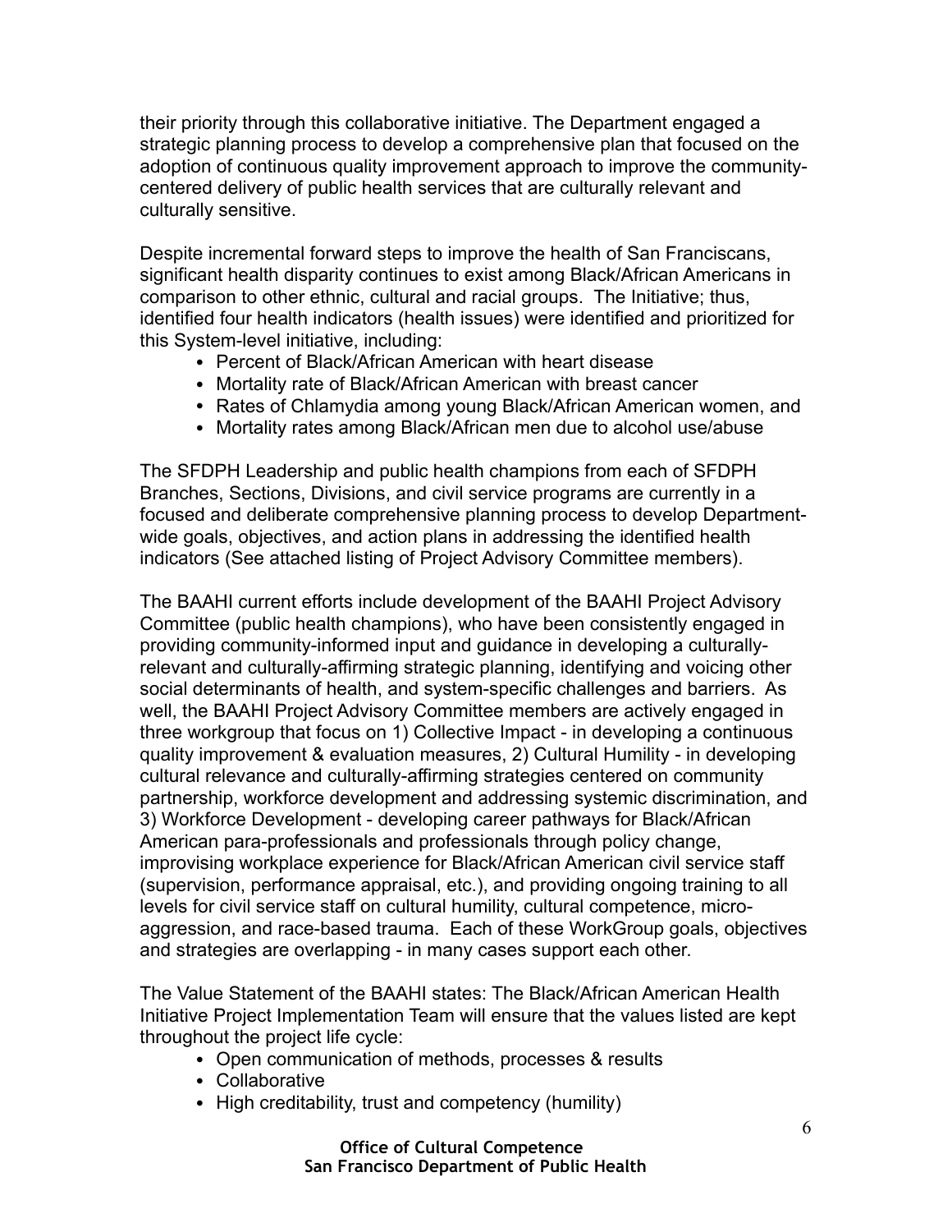their priority through this collaborative initiative. The Department engaged a strategic planning process to develop a comprehensive plan that focused on the adoption of continuous quality improvement approach to improve the community-centered delivery of public health services that are culturally relevant and culturally sensitive.

Despite incremental forward steps to improve the health of San Franciscans, significant health disparity continues to exist among Black/African Americans in comparison to other ethnic, cultural and racial groups. The Initiative; thus, identified four health indicators (health issues) were identified and prioritized for this System-level initiative, including:

- Percent of Black/African American with heart disease
- Mortality rate of Black/African American with breast cancer
- Rates of Chlamydia among young Black/African American women, and
- Mortality rates among Black/African men due to alcohol use/abuse

The SFDPH Leadership and public health champions from each of SFDPH Branches, Sections, Divisions, and civil service programs are currently in a focused and deliberate comprehensive planning process to develop Department-wide goals, objectives, and action plans in addressing the identified health indicators (See attached listing of Project Advisory Committee members).

The BAAHI current efforts include development of the BAAHI Project Advisory Committee (public health champions), who have been consistently engaged in providing community-informed input and guidance in developing a culturally-relevant and culturally-affirming strategic planning, identifying and voicing other social determinants of health, and system-specific challenges and barriers. As well, the BAAHI Project Advisory Committee members are actively engaged in three workgroup that focus on 1) Collective Impact - in developing a continuous quality improvement & evaluation measures, 2) Cultural Humility - in developing cultural relevance and culturally-affirming strategies centered on community partnership, workforce development and addressing systemic discrimination, and 3) Workforce Development - developing career pathways for Black/African American para-professionals and professionals through policy change, improvising workplace experience for Black/African American civil service staff (supervision, performance appraisal, etc.), and providing ongoing training to all levels for civil service staff on cultural humility, cultural competence, micro-aggression, and race-based trauma. Each of these WorkGroup goals, objectives and strategies are overlapping - in many cases support each other.

The Value Statement of the BAAHI states: The Black/African American Health Initiative Project Implementation Team will ensure that the values listed are kept throughout the project life cycle:

- Open communication of methods, processes & results
- Collaborative
- High creditability, trust and competency (humility)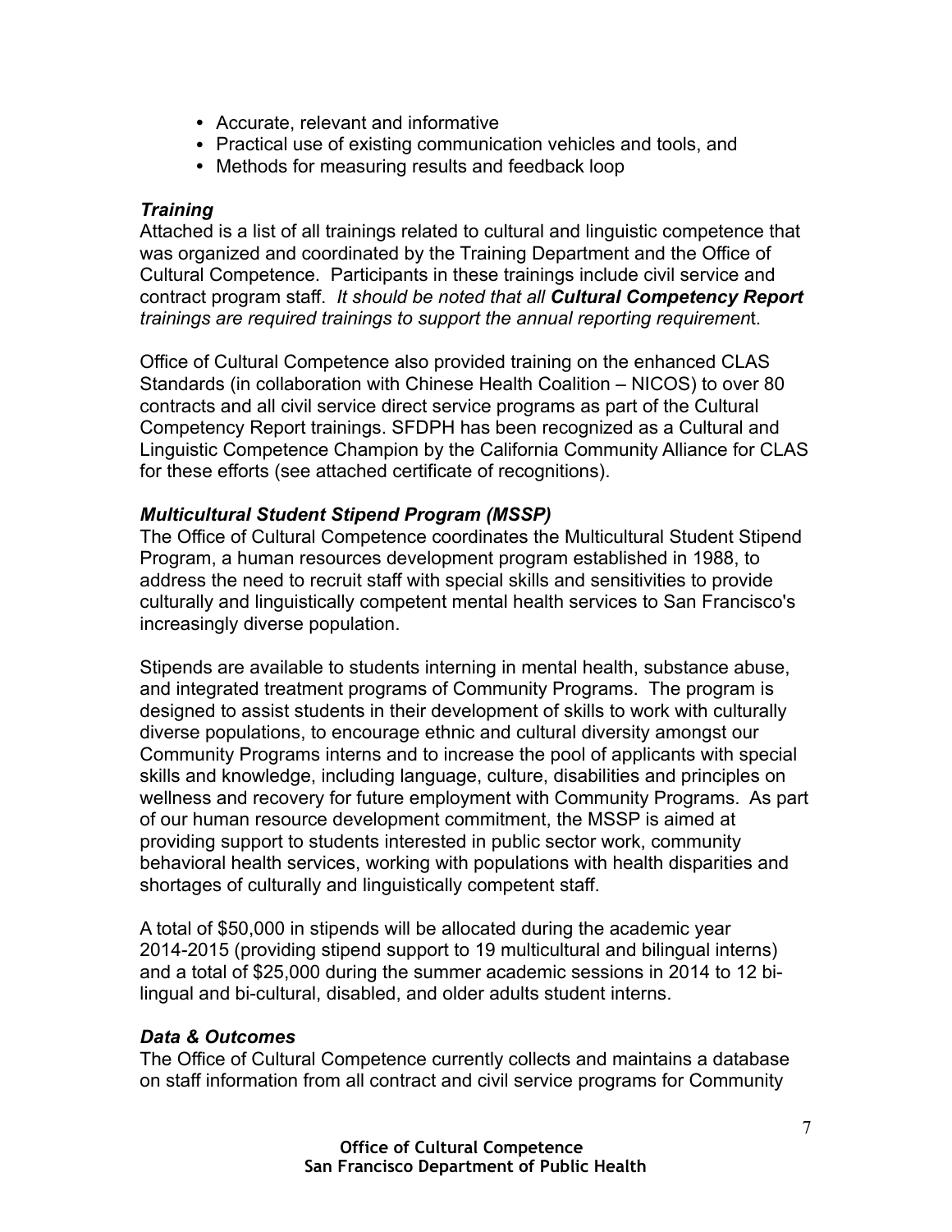- Accurate, relevant and informative
- Practical use of existing communication vehicles and tools, and
- Methods for measuring results and feedback loop

***Training***

Attached is a list of all trainings related to cultural and linguistic competence that was organized and coordinated by the Training Department and the Office of Cultural Competence. Participants in these trainings include civil service and contract program staff. *It should be noted that all **Cultural Competency Report** trainings are required trainings to support the annual reporting requiremen*t.

Office of Cultural Competence also provided training on the enhanced CLAS Standards (in collaboration with Chinese Health Coalition – NICOS) to over 80 contracts and all civil service direct service programs as part of the Cultural Competency Report trainings. SFDPH has been recognized as a Cultural and Linguistic Competence Champion by the California Community Alliance for CLAS for these efforts (see attached certificate of recognitions).

***Multicultural Student Stipend Program (MSSP)***

The Office of Cultural Competence coordinates the Multicultural Student Stipend Program, a human resources development program established in 1988, to address the need to recruit staff with special skills and sensitivities to provide culturally and linguistically competent mental health services to San Francisco's increasingly diverse population.

Stipends are available to students interning in mental health, substance abuse, and integrated treatment programs of Community Programs. The program is designed to assist students in their development of skills to work with culturally diverse populations, to encourage ethnic and cultural diversity amongst our Community Programs interns and to increase the pool of applicants with special skills and knowledge, including language, culture, disabilities and principles on wellness and recovery for future employment with Community Programs. As part of our human resource development commitment, the MSSP is aimed at providing support to students interested in public sector work, community behavioral health services, working with populations with health disparities and shortages of culturally and linguistically competent staff.

A total of $50,000 in stipends will be allocated during the academic year 2014-2015 (providing stipend support to 19 multicultural and bilingual interns) and a total of $25,000 during the summer academic sessions in 2014 to 12 bi-lingual and bi-cultural, disabled, and older adults student interns.

***Data & Outcomes***

The Office of Cultural Competence currently collects and maintains a database on staff information from all contract and civil service programs for Community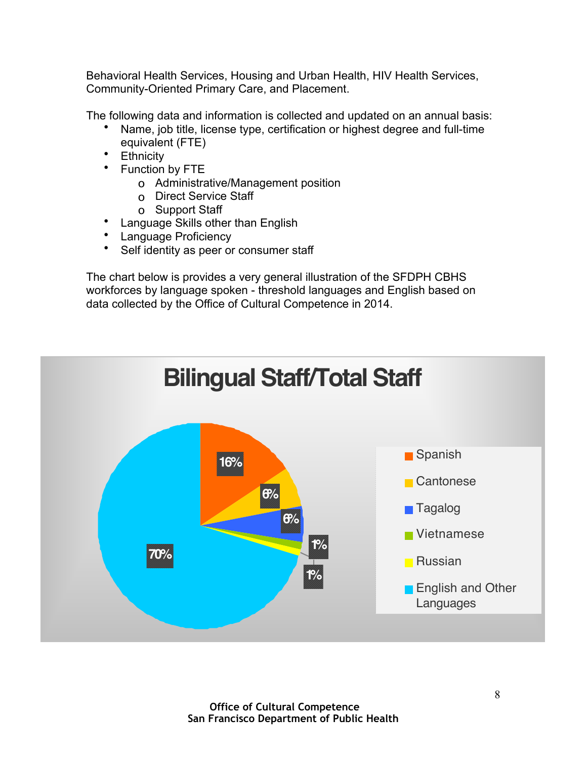Behavioral Health Services, Housing and Urban Health, HIV Health Services, Community-Oriented Primary Care, and Placement.

The following data and information is collected and updated on an annual basis:

- Name, job title, license type, certification or highest degree and full-time equivalent (FTE)
- Ethnicity
- Function by FTE
  - Administrative/Management position
  - Direct Service Staff
  - Support Staff
- Language Skills other than English
- Language Proficiency
- Self identity as peer or consumer staff

The chart below is provides a very general illustration of the SFDPH CBHS workforces by language spoken - threshold languages and English based on data collected by the Office of Cultural Competence in 2014.

Bilingual Staff/Total Staff

16%
6%
6%
1%
1%
70%

Spanish
Cantonese
Tagalog
Vietnamese
Russian
English and Other Languages

**Office of Cultural Competence**
**San Francisco Department of Public Health**